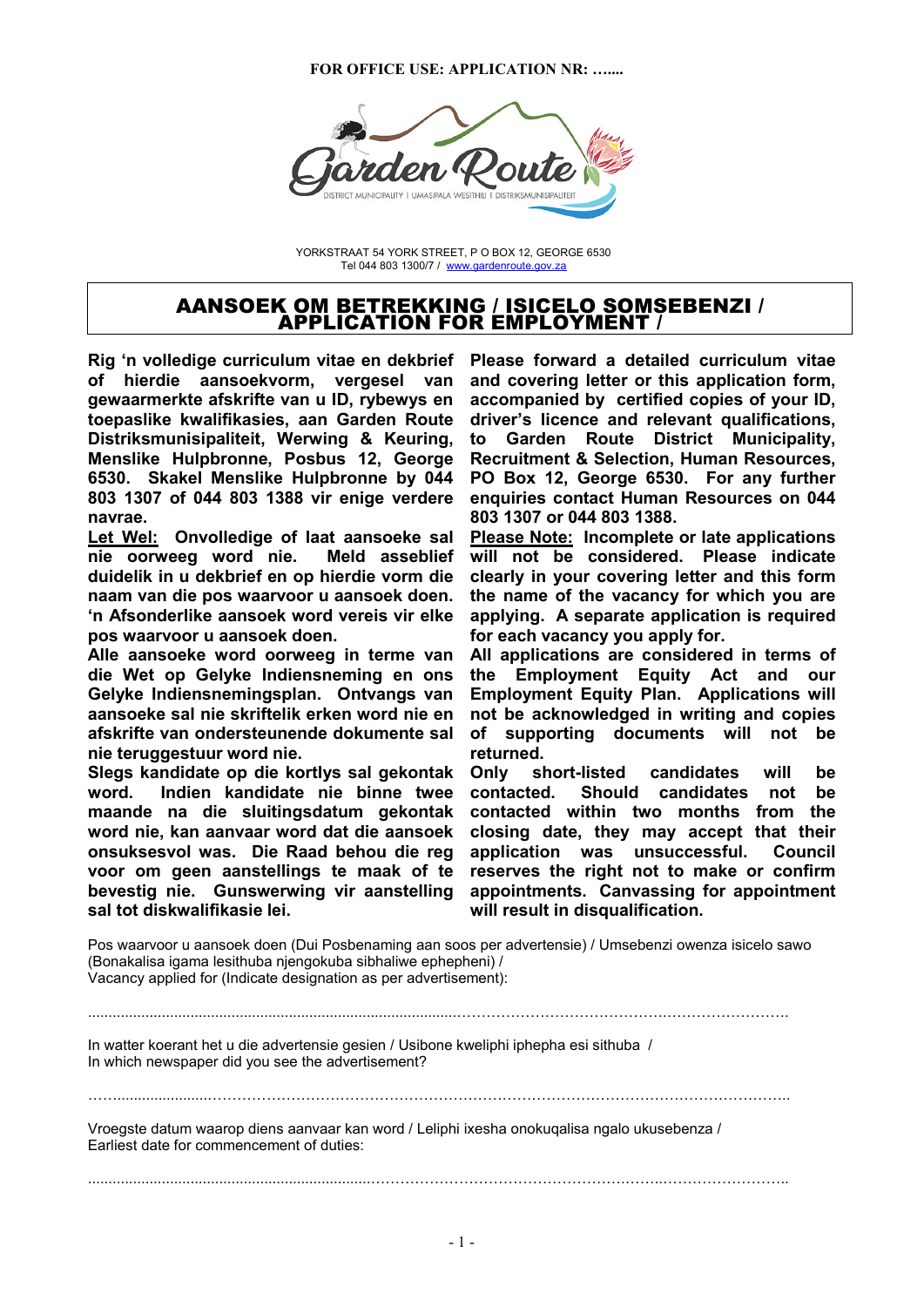**FOR OFFICE USE: APPLICATION NR: …....**

Garden Route
DISTRICT MUNICIPALITY | UMASIPALA WESITHILI | DISTRIKSMUNISIPALITEIT

YORKSTRAAT 54 YORK STREET, P O BOX 12, GEORGE 6530
Tel 044 803 1300/7 / www.gardenroute.gov.za

# AANSOEK OM BETREKKING / ISICELO SOMSEBENZI / APPLICATION FOR EMPLOYMENT /

**Rig 'n volledige curriculum vitae en dekbrief of hierdie aansoekvorm, vergesel van gewaarmerkte afskrifte van u ID, rybewys en toepaslike kwalifikasies, aan Garden Route Distriksmunisipaliteit, Werwing & Keuring, Menslike Hulpbronne, Posbus 12, George 6530. Skakel Menslike Hulpbronne by 044 803 1307 of 044 803 1388 vir enige verdere navrae.**

**Let Wel: Onvolledige of laat aansoeke sal nie oorweeg word nie. Meld asseblief duidelik in u dekbrief en op hierdie vorm die naam van die pos waarvoor u aansoek doen. 'n Afsonderlike aansoek word vereis vir elke pos waarvoor u aansoek doen.**

**Alle aansoeke word oorweeg in terme van die Wet op Gelyke Indiensneming en ons Gelyke Indiensnemingsplan. Ontvangs van aansoeke sal nie skriftelik erken word nie en afskrifte van ondersteunende dokumente sal nie teruggestuur word nie.**

**Slegs kandidate op die kortlys sal gekontak word. Indien kandidate nie binne twee maande na die sluitingsdatum gekontak word nie, kan aanvaar word dat die aansoek onsuksesvol was. Die Raad behou die reg voor om geen aanstellings te maak of te bevestig nie. Gunswerwing vir aanstelling sal tot diskwalifikasie lei.**

**Please forward a detailed curriculum vitae and covering letter or this application form, accompanied by certified copies of your ID, driver's licence and relevant qualifications, to Garden Route District Municipality, Recruitment & Selection, Human Resources, PO Box 12, George 6530. For any further enquiries contact Human Resources on 044 803 1307 or 044 803 1388.**

**Please Note: Incomplete or late applications will not be considered. Please indicate clearly in your covering letter and this form the name of the vacancy for which you are applying. A separate application is required for each vacancy you apply for.**

**All applications are considered in terms of the Employment Equity Act and our Employment Equity Plan. Applications will not be acknowledged in writing and copies of supporting documents will not be returned.**

**Only short-listed candidates will be contacted. Should candidates not be contacted within two months from the closing date, they may accept that their application was unsuccessful. Council reserves the right not to make or confirm appointments. Canvassing for appointment will result in disqualification.**

Pos waarvoor u aansoek doen (Dui Posbenaming aan soos per advertensie) / Umsebenzi owenza isicelo sawo (Bonakalisa igama lesithuba njengokuba sibhaliwe ephepheni) /
Vacancy applied for (Indicate designation as per advertisement):

..............................................................................................................................................................

In watter koerant het u die advertensie gesien / Usibone kweliphi iphepha esi sithuba /
In which newspaper did you see the advertisement?

..............................................................................................................................................................

Vroegste datum waarop diens aanvaar kan word / Leliphi ixesha onokuqalisa ngalo ukusebenza /
Earliest date for commencement of duties:

..............................................................................................................................................................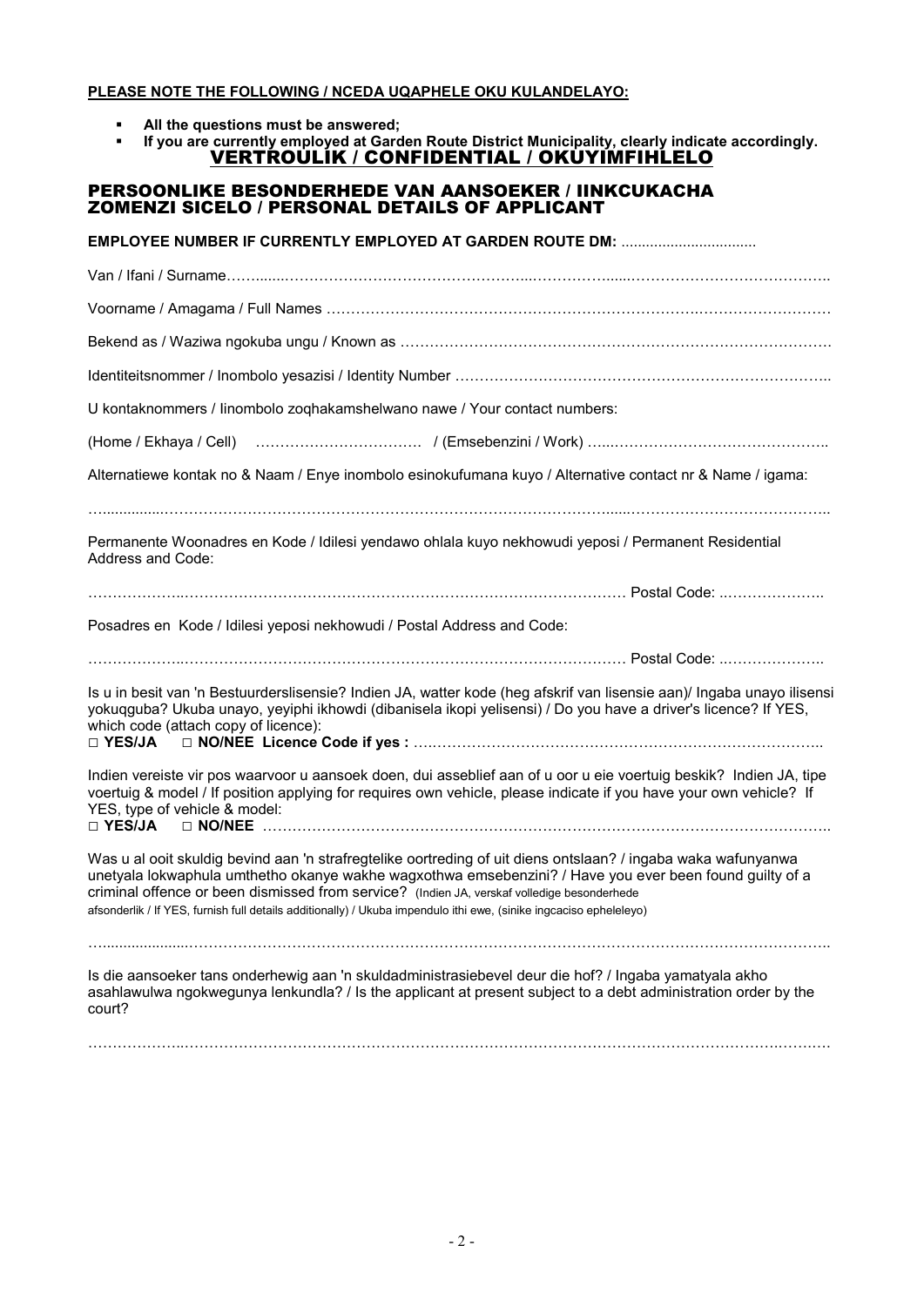**PLEASE NOTE THE FOLLOWING / NCEDA UQAPHELE OKU KULANDELAYO:**

- **All the questions must be answered;**
- **If you are currently employed at Garden Route District Municipality, clearly indicate accordingly.**

## VERTROULIK / CONFIDENTIAL / OKUYIMFIHLELO

## PERSOONLIKE BESONDERHEDE VAN AANSOEKER / IINKCUKACHA ZOMENZI SICELO / PERSONAL DETAILS OF APPLICANT

**EMPLOYEE NUMBER IF CURRENTLY EMPLOYED AT GARDEN ROUTE DM:** ................................

Van / Ifani / Surname……………………………………………………………………………………………………………

Voorname / Amagama / Full Names ……………………………………………………………………………………………

Bekend as / Waziwa ngokuba ungu / Known as ………………………………………………………………………………

Identiteitsnommer / Inombolo yesazisi / Identity Number …………………………………………………………………

U kontaknommers / Iinombolo zoqhakamshelwano nawe / Your contact numbers:

(Home / Ekhaya / Cell) …………………………… / (Emsebenzini / Work) ……………………………………………

Alternatiewe kontak no & Naam / Enye inombolo esinokufumana kuyo / Alternative contact nr & Name / igama:

……………………………………………………………………………………………………………………………………

Permanente Woonadres en Kode / Idilesi yendawo ohlala kuyo nekhowudi yeposi / Permanent Residential Address and Code:

…………………………………………………………………………………………………… Postal Code: …………………

Posadres en Kode / Idilesi yeposi nekhowudi / Postal Address and Code:

…………………………………………………………………………………………………… Postal Code: …………………

Is u in besit van 'n Bestuurderslisensie? Indien JA, watter kode (heg afskrif van lisensie aan)/ Ingaba unayo ilisensi yokuqguba? Ukuba unayo, yeyiphi ikhowdi (dibanisela ikopi yelisensi) / Do you have a driver's licence? If YES, which code (attach copy of licence):

**□ YES/JA □ NO/NEE Licence Code if yes :** ……………………………………………………………………………

Indien vereiste vir pos waarvoor u aansoek doen, dui asseblief aan of u oor u eie voertuig beskik? Indien JA, tipe voertuig & model / If position applying for requires own vehicle, please indicate if you have your own vehicle? If YES, type of vehicle & model:

**□ YES/JA □ NO/NEE** ……………………………………………………………………………………………………

Was u al ooit skuldig bevind aan 'n strafregtelike oortreding of uit diens ontslaan? / ingaba waka wafunyanwa unetyala lokwaphula umthetho okanye wakhe wagxothwa emsebenzini? / Have you ever been found guilty of a criminal offence or been dismissed from service? (Indien JA, verskaf volledige besonderhede afsonderlik / If YES, furnish full details additionally) / Ukuba impendulo ithi ewe, (sinike ingcaciso epheleleyo)

……………………………………………………………………………………………………………………………………

Is die aansoeker tans onderhewig aan 'n skuldadministrasiebevel deur die hof? / Ingaba yamatyala akho asahlawulwa ngokwegunya lenkundla? / Is the applicant at present subject to a debt administration order by the court?

……………………………………………………………………………………………………………………………………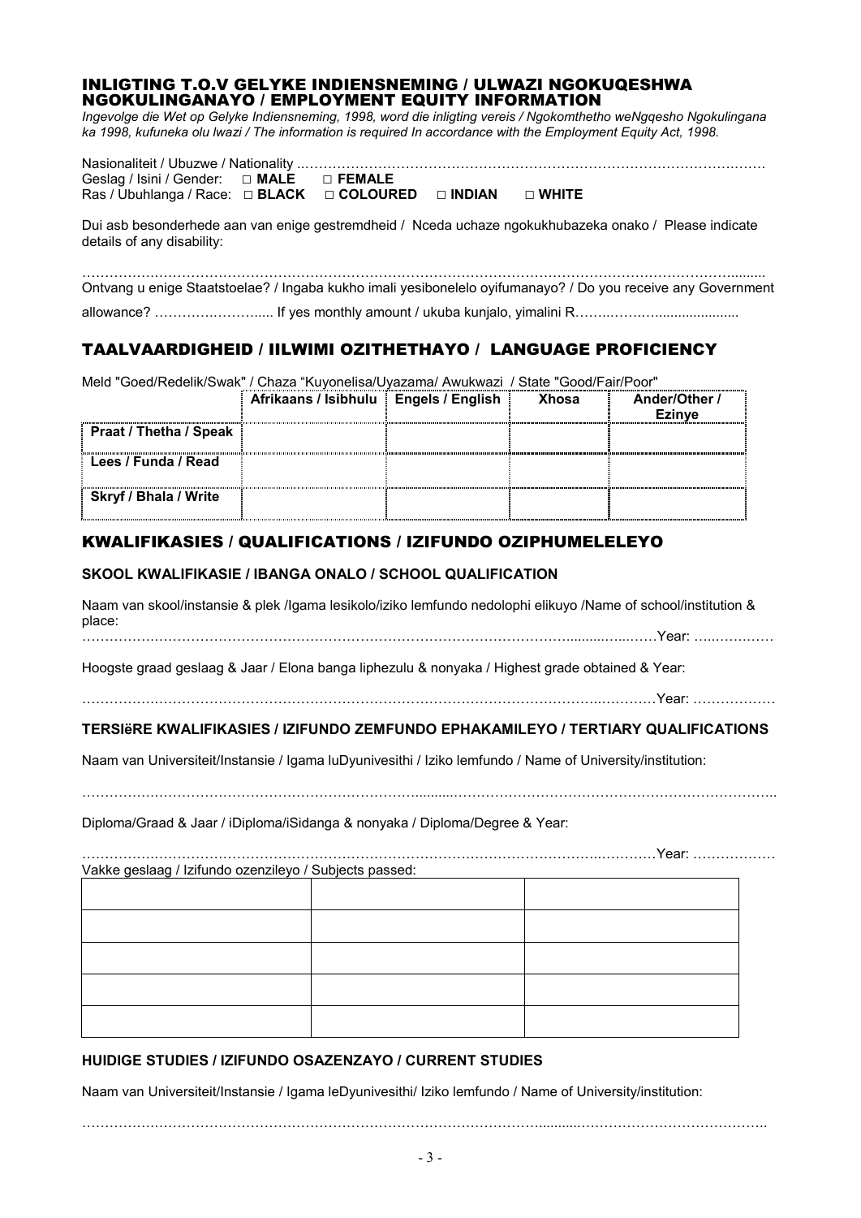## INLIGTING T.O.V GELYKE INDIENSNEMING / ULWAZI NGOKUQESHWA NGOKULINGANAYO / EMPLOYMENT EQUITY INFORMATION

*Ingevolge die Wet op Gelyke Indiensneming, 1998, word die inligting vereis / Ngokomthetho weNgqesho Ngokulingana ka 1998, kufuneka olu lwazi / The information is required In accordance with the Employment Equity Act, 1998.*

Nasionaliteit / Ubuzwe / Nationality ..……………………………………………………………………………………….

Geslag / Isini / Gender: □ **MALE** □ **FEMALE**

Ras / Ubuhlanga / Race: □ **BLACK** □ **COLOURED** □ **INDIAN** □ **WHITE**

Dui asb besonderhede aan van enige gestremdheid / Nceda uchaze ngokukhubazeka onako / Please indicate details of any disability:

………………………………………………………………………………………………………………………..........

Ontvang u enige Staatstoelae? / Ingaba kukho imali yesibonelelo oyifumanayo? / Do you receive any Government allowance? ………….……..... If yes monthly amount / ukuba kunjalo, yimalini R……..……….....................

## TAALVAARDIGHEID / IILWIMI OZITHETHAYO / LANGUAGE PROFICIENCY

Meld "Goed/Redelik/Swak" / Chaza "Kuyonelisa/Uyazama/ Awukwazi / State "Good/Fair/Poor"

| | Afrikaans / Isibhulu | Engels / English | Xhosa | Ander/Other / Ezinye |
|---|---|---|---|---|
| **Praat / Thetha / Speak** | | | | |
| **Lees / Funda / Read** | | | | |
| **Skryf / Bhala / Write** | | | | |

## KWALIFIKASIES / QUALIFICATIONS / IZIFUNDO OZIPHUMELELEYO

### SKOOL KWALIFIKASIE / IBANGA ONALO / SCHOOL QUALIFICATION

Naam van skool/instansie & plek /Igama lesikolo/iziko lemfundo nedolophi elikuyo /Name of school/institution & place:

……………………………………………………………………………………………..........…..……Year: …..…….……

Hoogste graad geslaag & Jaar / Elona banga liphezulu & nonyaka / Highest grade obtained & Year:

……………………………………………………………………………………………..…………Year: ………………

### TERSIëRE KWALIFIKASIES / IZIFUNDO ZEMFUNDO EPHAKAMILEYO / TERTIARY QUALIFICATIONS

Naam van Universiteit/Instansie / Igama luDyunivesithi / Iziko lemfundo / Name of University/institution:

………………………………………………………………........……………………………………………………………..

Diploma/Graad & Jaar / iDiploma/iSidanga & nonyaka / Diploma/Degree & Year:

……………………………………………………………………………………………..…………Year: ………………

Vakke geslaag / Izifundo ozenzileyo / Subjects passed:

| | | |
|---|---|---|
| | | |
| | | |
| | | |
| | | |
| | | |

### HUIDIGE STUDIES / IZIFUNDO OSAZENZAYO / CURRENT STUDIES

Naam van Universiteit/Instansie / Igama leDyunivesithi/ Iziko lemfundo / Name of University/institution:

……………………………………………………………………………………..........………………………………….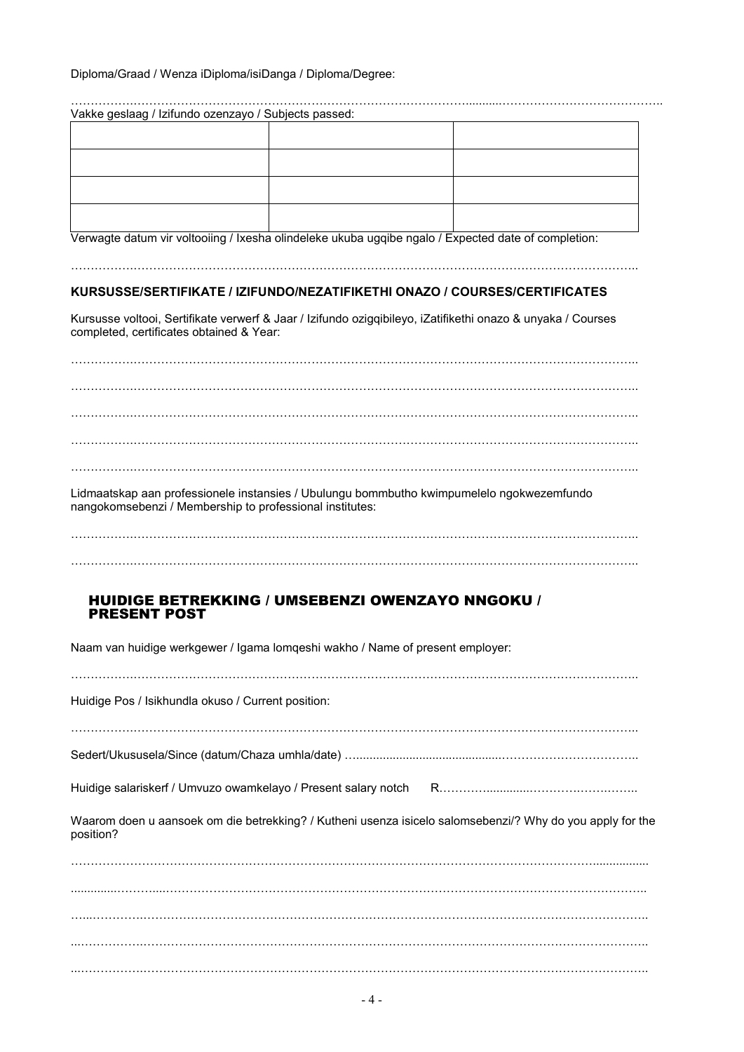Diploma/Graad / Wenza iDiploma/isiDanga / Diploma/Degree:

……………………………………………………………………………………………………………………………………

Vakke geslaag / Izifundo ozenzayo / Subjects passed:

| | | |
|---|---|---|
| | | |
| | | |
| | | |
| | | |

Verwagte datum vir voltooiing / Ixesha olindeleke ukuba ugqibe ngalo / Expected date of completion:

……………………………………………………………………………………………………………………………

**KURSUSSE/SERTIFIKATE / IZIFUNDO/NEZATIFIKETHI ONAZO / COURSES/CERTIFICATES**

Kursusse voltooi, Sertifikate verwerf & Jaar / Izifundo ozigqibileyo, iZatifikethi onazo & unyaka / Courses completed, certificates obtained & Year:

……………………………………………………………………………………………………………………………

……………………………………………………………………………………………………………………………

……………………………………………………………………………………………………………………………

……………………………………………………………………………………………………………………………

……………………………………………………………………………………………………………………………

Lidmaatskap aan professionele instansies / Ubulungu bommbutho kwimpumelelo ngokwezemfundo nangokomsebenzi / Membership to professional institutes:

……………………………………………………………………………………………………………………………

……………………………………………………………………………………………………………………………

## HUIDIGE BETREKKING / UMSEBENZI OWENZAYO NNGOKU / PRESENT POST

Naam van huidige werkgewer / Igama lomqeshi wakho / Name of present employer:

……………………………………………………………………………………………………………………………

Huidige Pos / Isikhundla okuso / Current position:

……………………………………………………………………………………………………………………………

Sedert/Ukususela/Since (datum/Chaza umhla/date) ……………………………………………………………………

Huidige salariskerf / Umvuzo owamkelayo / Present salary notch R……………………………………………

Waarom doen u aansoek om die betrekking? / Kutheni usenza isicelo salomsebenzi/? Why do you apply for the position?

……………………………………………………………………………………………………………………………

……………………………………………………………………………………………………………………………

……………………………………………………………………………………………………………………………

……………………………………………………………………………………………………………………………

……………………………………………………………………………………………………………………………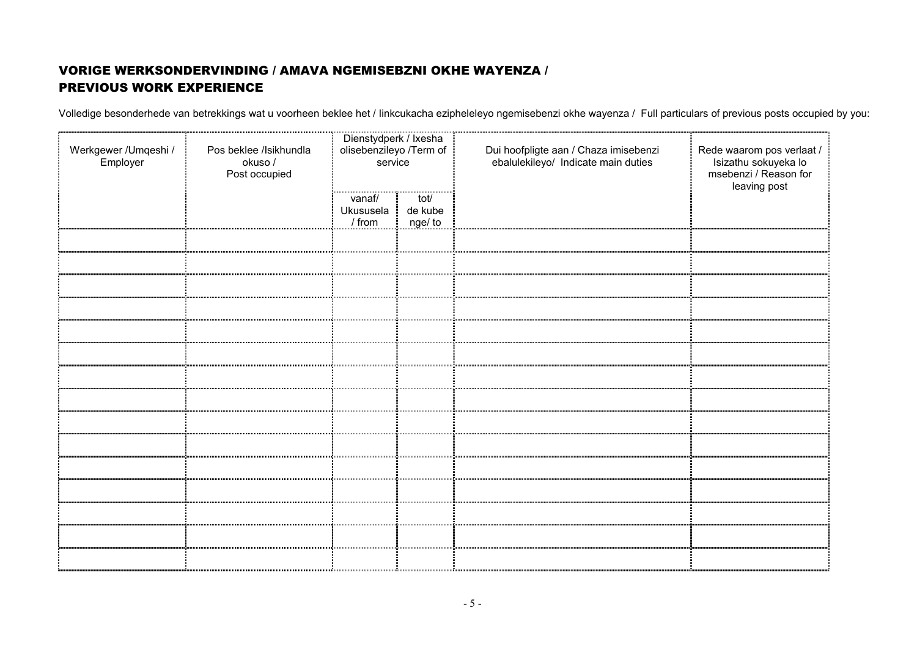## VORIGE WERKSONDERVINDING / AMAVA NGEMISEBZNI OKHE WAYENZA / PREVIOUS WORK EXPERIENCE

Volledige besonderhede van betrekkings wat u voorheen beklee het / Iinkcukacha ezipheleleyo ngemisebenzi okhe wayenza / Full particulars of previous posts occupied by you:

| Werkgewer /Umqeshi / Employer | Pos beklee /Isikhundla okuso / Post occupied | Dienstydperk / Ixesha olisebenzileyo /Term of service | | Dui hoofpligte aan / Chaza imisebenzi ebalulekileyo/ Indicate main duties | Rede waarom pos verlaat / Isizathu sokuyeka lo msebenzi / Reason for leaving post |
|---|---|---|---|---|---|
| | | vanaf/ Ukususela / from | tot/ de kube nge/ to | | |
| | | | | | |
| | | | | | |
| | | | | | |
| | | | | | |
| | | | | | |
| | | | | | |
| | | | | | |
| | | | | | |
| | | | | | |
| | | | | | |
| | | | | | |
| | | | | | |
| | | | | | |
| | | | | | |
| | | | | | |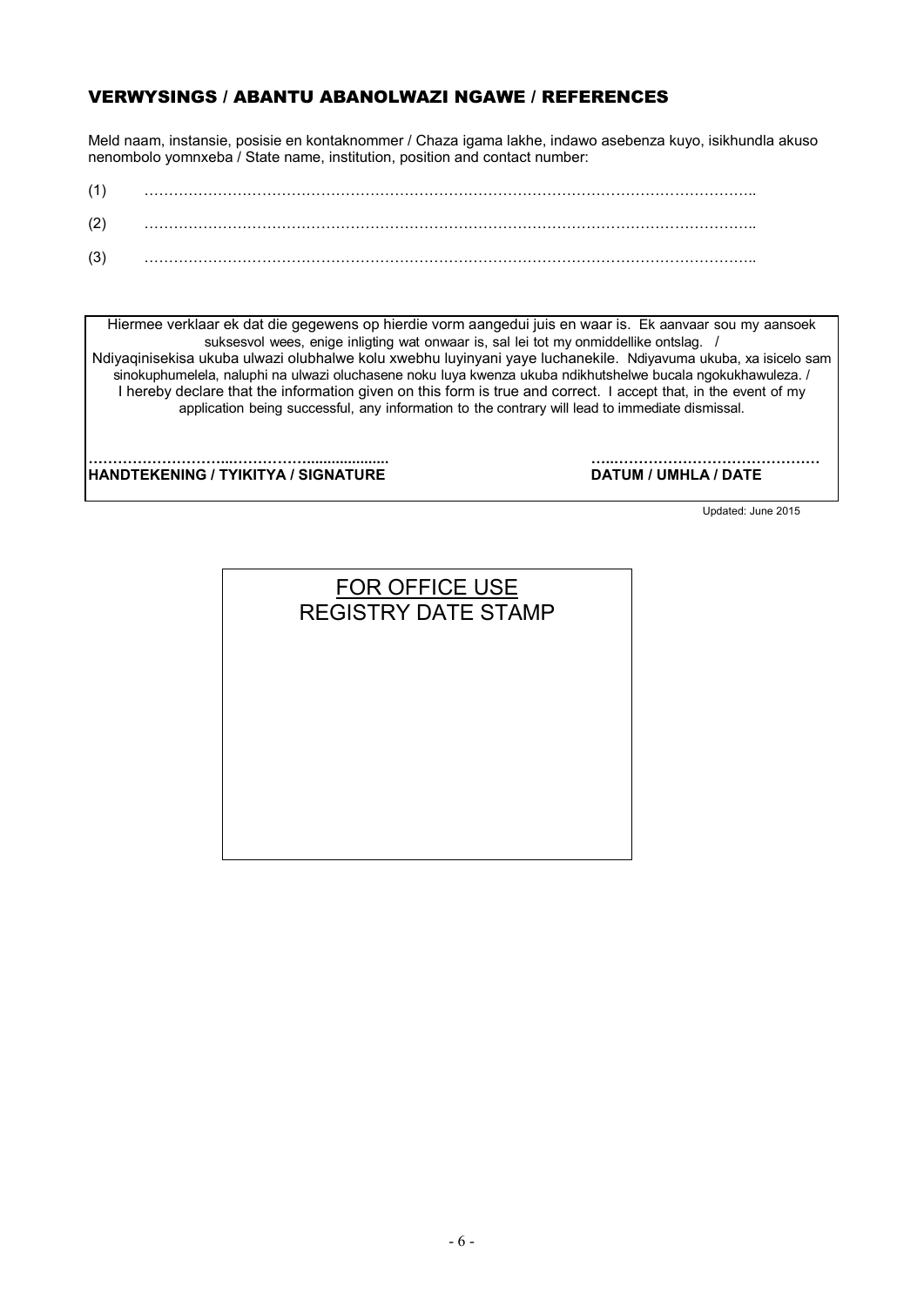## VERWYSINGS / ABANTU ABANOLWAZI NGAWE / REFERENCES

Meld naam, instansie, posisie en kontaknommer / Chaza igama lakhe, indawo asebenza kuyo, isikhundla akuso nenombolo yomnxeba / State name, institution, position and contact number:

(1) ……………………………………………………………………………………………………………..

(2) ……………………………………………………………………………………………………………..

(3) ……………………………………………………………………………………………………………..

Hiermee verklaar ek dat die gegewens op hierdie vorm aangedui juis en waar is. Ek aanvaar sou my aansoek suksesvol wees, enige inligting wat onwaar is, sal lei tot my onmiddellike ontslag. / Ndiyaqinisekisa ukuba ulwazi olubhalwe kolu xwebhu luyinyani yaye luchanekile. Ndiyavuma ukuba, xa isicelo sam sinokuphumelela, naluphi na ulwazi oluchasene noku luya kwenza ukuba ndikhutshelwe bucala ngokukhawuleza. / I hereby declare that the information given on this form is true and correct. I accept that, in the event of my application being successful, any information to the contrary will lead to immediate dismissal.

………………………..……………..................                                        …..……………………………………

**HANDTEKENING / TYIKITYA / SIGNATURE**                                        **DATUM / UMHLA / DATE**

Updated: June 2015

FOR OFFICE USE

REGISTRY DATE STAMP